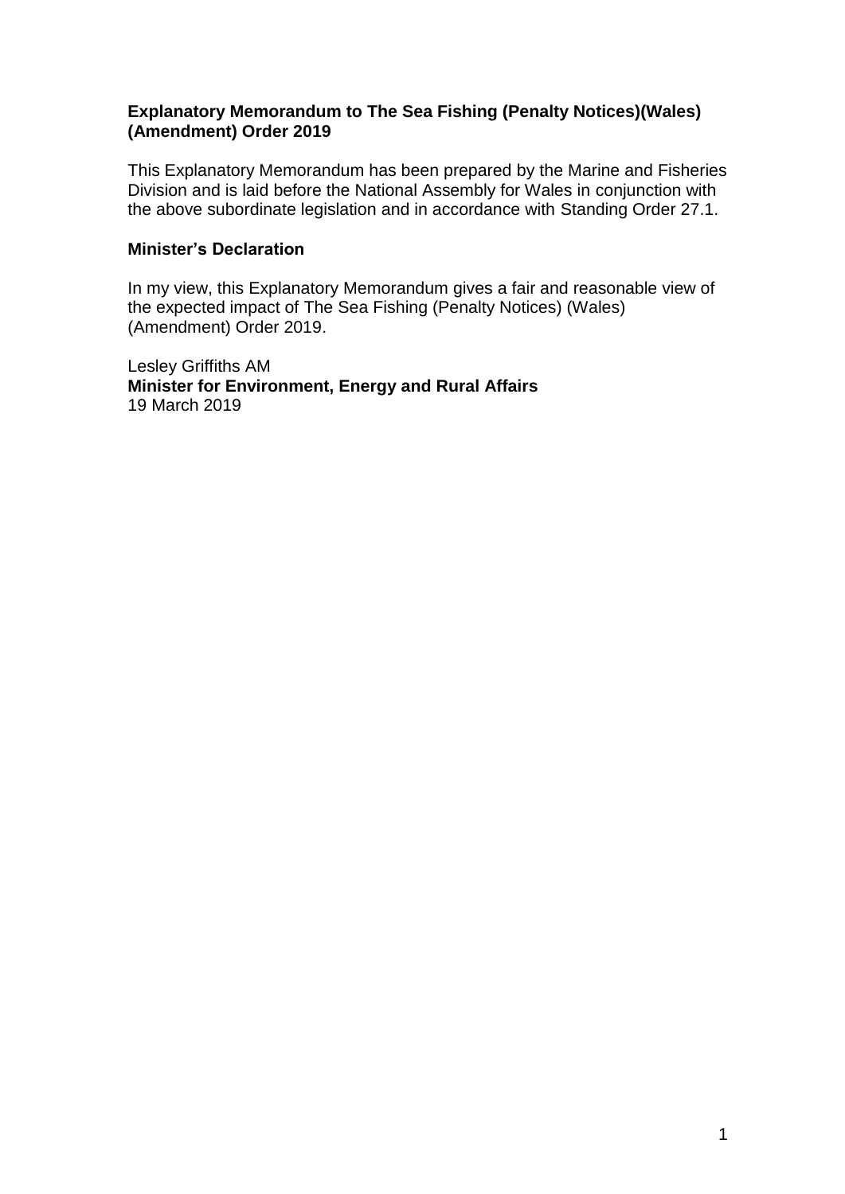**Explanatory Memorandum to The Sea Fishing (Penalty Notices)(Wales) (Amendment) Order 2019**

This Explanatory Memorandum has been prepared by the Marine and Fisheries Division and is laid before the National Assembly for Wales in conjunction with the above subordinate legislation and in accordance with Standing Order 27.1.

**Minister's Declaration**

In my view, this Explanatory Memorandum gives a fair and reasonable view of the expected impact of The Sea Fishing (Penalty Notices) (Wales) (Amendment) Order 2019.

Lesley Griffiths AM
**Minister for Environment, Energy and Rural Affairs**
19 March 2019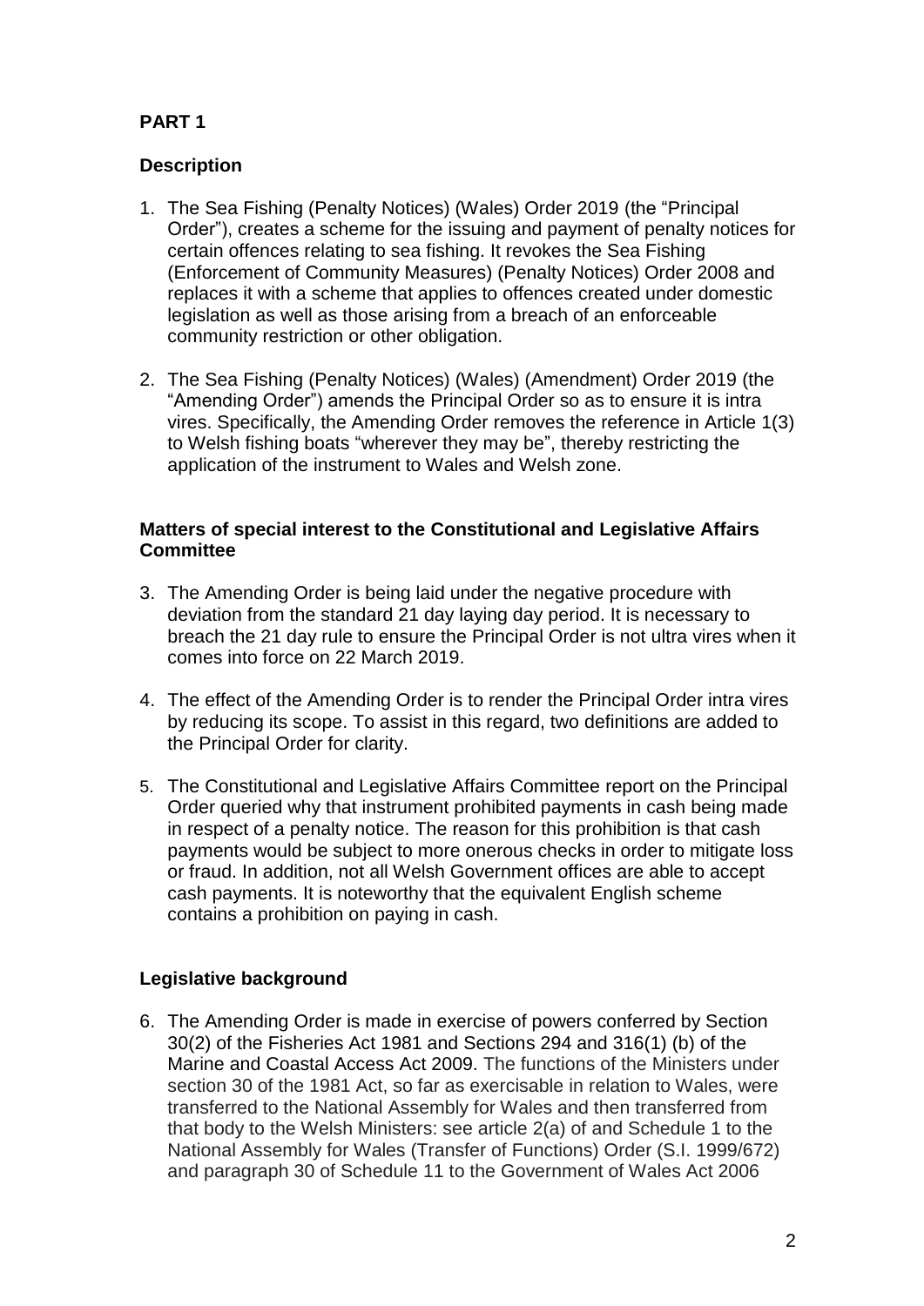## PART 1

### Description

1. The Sea Fishing (Penalty Notices) (Wales) Order 2019 (the "Principal Order"), creates a scheme for the issuing and payment of penalty notices for certain offences relating to sea fishing. It revokes the Sea Fishing (Enforcement of Community Measures) (Penalty Notices) Order 2008 and replaces it with a scheme that applies to offences created under domestic legislation as well as those arising from a breach of an enforceable community restriction or other obligation.

2. The Sea Fishing (Penalty Notices) (Wales) (Amendment) Order 2019 (the "Amending Order") amends the Principal Order so as to ensure it is intra vires. Specifically, the Amending Order removes the reference in Article 1(3) to Welsh fishing boats "wherever they may be", thereby restricting the application of the instrument to Wales and Welsh zone.

### Matters of special interest to the Constitutional and Legislative Affairs Committee

3. The Amending Order is being laid under the negative procedure with deviation from the standard 21 day laying day period. It is necessary to breach the 21 day rule to ensure the Principal Order is not ultra vires when it comes into force on 22 March 2019.

4. The effect of the Amending Order is to render the Principal Order intra vires by reducing its scope. To assist in this regard, two definitions are added to the Principal Order for clarity.

5. The Constitutional and Legislative Affairs Committee report on the Principal Order queried why that instrument prohibited payments in cash being made in respect of a penalty notice. The reason for this prohibition is that cash payments would be subject to more onerous checks in order to mitigate loss or fraud. In addition, not all Welsh Government offices are able to accept cash payments. It is noteworthy that the equivalent English scheme contains a prohibition on paying in cash.

### Legislative background

6. The Amending Order is made in exercise of powers conferred by Section 30(2) of the Fisheries Act 1981 and Sections 294 and 316(1) (b) of the Marine and Coastal Access Act 2009. The functions of the Ministers under section 30 of the 1981 Act, so far as exercisable in relation to Wales, were transferred to the National Assembly for Wales and then transferred from that body to the Welsh Ministers: see article 2(a) of and Schedule 1 to the National Assembly for Wales (Transfer of Functions) Order (S.I. 1999/672) and paragraph 30 of Schedule 11 to the Government of Wales Act 2006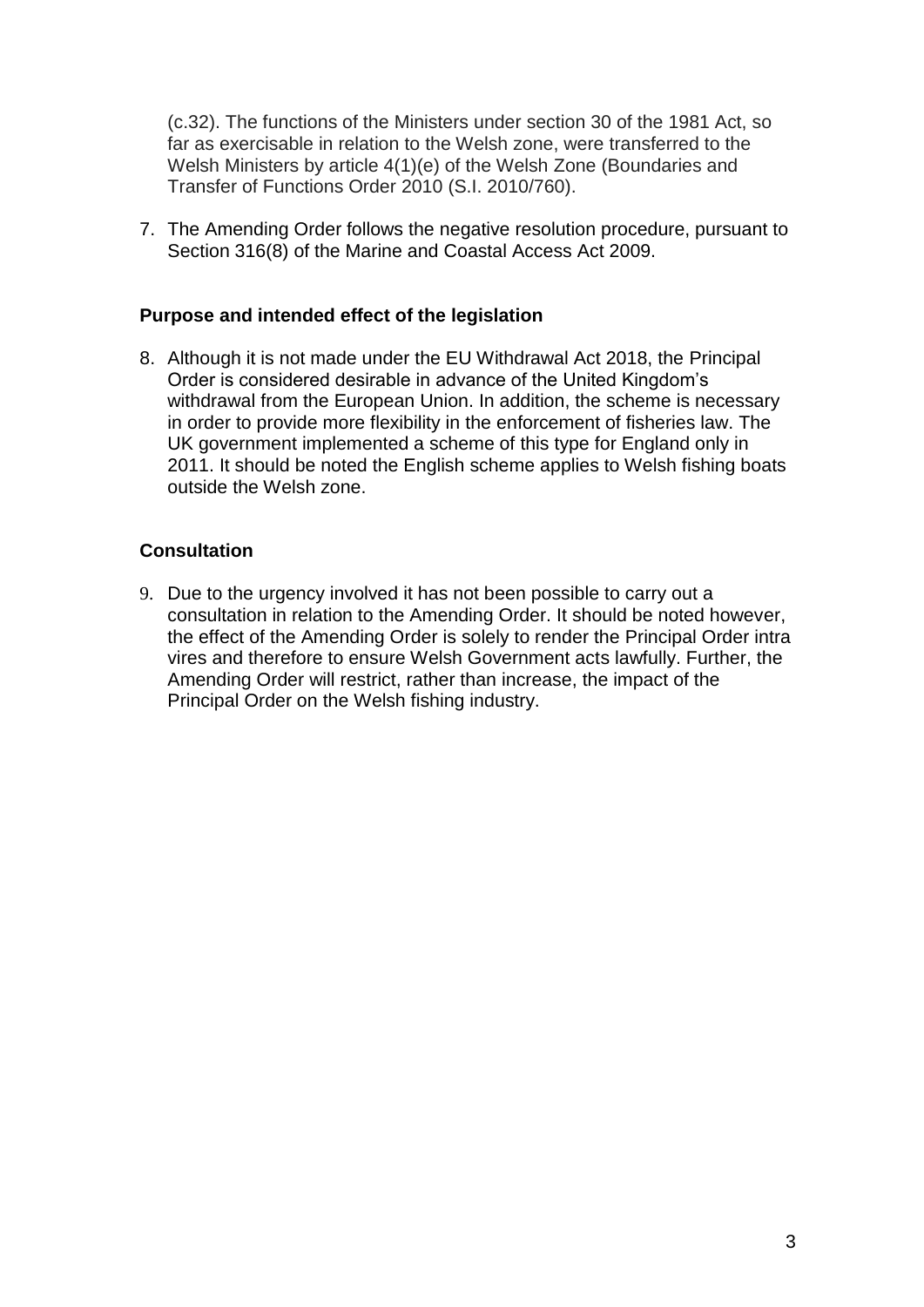(c.32). The functions of the Ministers under section 30 of the 1981 Act, so far as exercisable in relation to the Welsh zone, were transferred to the Welsh Ministers by article 4(1)(e) of the Welsh Zone (Boundaries and Transfer of Functions Order 2010 (S.I. 2010/760).

7. The Amending Order follows the negative resolution procedure, pursuant to Section 316(8) of the Marine and Coastal Access Act 2009.

**Purpose and intended effect of the legislation**

8. Although it is not made under the EU Withdrawal Act 2018, the Principal Order is considered desirable in advance of the United Kingdom's withdrawal from the European Union. In addition, the scheme is necessary in order to provide more flexibility in the enforcement of fisheries law. The UK government implemented a scheme of this type for England only in 2011. It should be noted the English scheme applies to Welsh fishing boats outside the Welsh zone.

**Consultation**

9. Due to the urgency involved it has not been possible to carry out a consultation in relation to the Amending Order. It should be noted however, the effect of the Amending Order is solely to render the Principal Order intra vires and therefore to ensure Welsh Government acts lawfully. Further, the Amending Order will restrict, rather than increase, the impact of the Principal Order on the Welsh fishing industry.